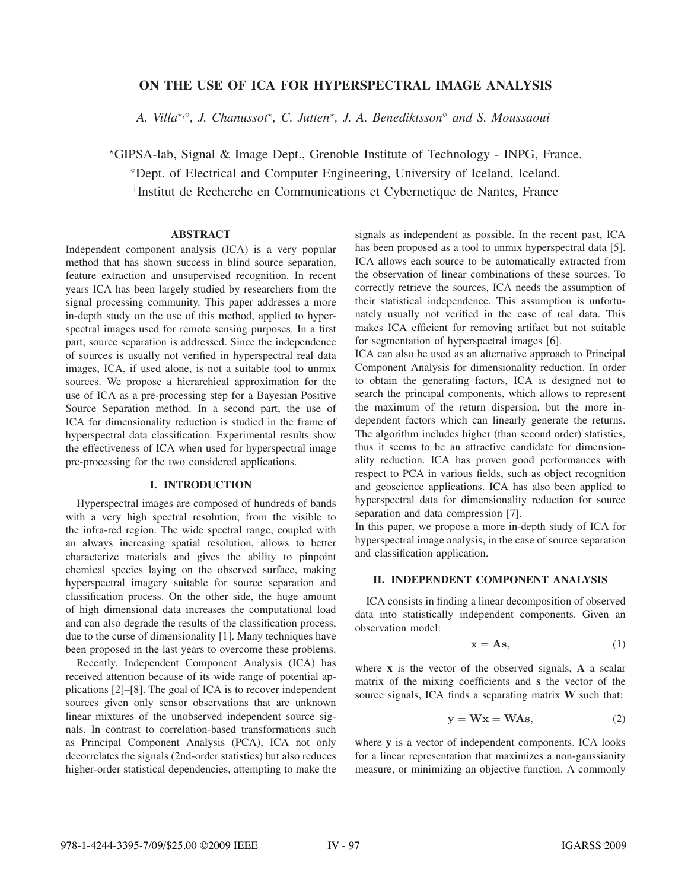# ON THE USE OF ICA FOR HYPERSPECTRAL IMAGE ANALYSIS

*A. Villa*[⋆,⋄], *J. Chanussot*[⋆], *C. Jutten*[⋆], *J. A. Benediktsson*[⋄] *and S. Moussaoui*[†]

[⋆]GIPSA-lab, Signal & Image Dept., Grenoble Institute of Technology - INPG, France.
[⋄]Dept. of Electrical and Computer Engineering, University of Iceland, Iceland.
[†]Institut de Recherche en Communications et Cybernetique de Nantes, France

### ABSTRACT

Independent component analysis (ICA) is a very popular method that has shown success in blind source separation, feature extraction and unsupervised recognition. In recent years ICA has been largely studied by researchers from the signal processing community. This paper addresses a more in-depth study on the use of this method, applied to hyperspectral images used for remote sensing purposes. In a first part, source separation is addressed. Since the independence of sources is usually not verified in hyperspectral real data images, ICA, if used alone, is not a suitable tool to unmix sources. We propose a hierarchical approximation for the use of ICA as a pre-processing step for a Bayesian Positive Source Separation method. In a second part, the use of ICA for dimensionality reduction is studied in the frame of hyperspectral data classification. Experimental results show the effectiveness of ICA when used for hyperspectral image pre-processing for the two considered applications.

## I. INTRODUCTION

Hyperspectral images are composed of hundreds of bands with a very high spectral resolution, from the visible to the infra-red region. The wide spectral range, coupled with an always increasing spatial resolution, allows to better characterize materials and gives the ability to pinpoint chemical species laying on the observed surface, making hyperspectral imagery suitable for source separation and classification process. On the other side, the huge amount of high dimensional data increases the computational load and can also degrade the results of the classification process, due to the curse of dimensionality [1]. Many techniques have been proposed in the last years to overcome these problems.

Recently, Independent Component Analysis (ICA) has received attention because of its wide range of potential applications [2]–[8]. The goal of ICA is to recover independent sources given only sensor observations that are unknown linear mixtures of the unobserved independent source signals. In contrast to correlation-based transformations such as Principal Component Analysis (PCA), ICA not only decorrelates the signals (2nd-order statistics) but also reduces higher-order statistical dependencies, attempting to make the signals as independent as possible. In the recent past, ICA has been proposed as a tool to unmix hyperspectral data [5]. ICA allows each source to be automatically extracted from the observation of linear combinations of these sources. To correctly retrieve the sources, ICA needs the assumption of their statistical independence. This assumption is unfortunately usually not verified in the case of real data. This makes ICA efficient for removing artifact but not suitable for segmentation of hyperspectral images [6].

ICA can also be used as an alternative approach to Principal Component Analysis for dimensionality reduction. In order to obtain the generating factors, ICA is designed not to search the principal components, which allows to represent the maximum of the return dispersion, but the more independent factors which can linearly generate the returns. The algorithm includes higher (than second order) statistics, thus it seems to be an attractive candidate for dimensionality reduction. ICA has proven good performances with respect to PCA in various fields, such as object recognition and geoscience applications. ICA has also been applied to hyperspectral data for dimensionality reduction for source separation and data compression [7].

In this paper, we propose a more in-depth study of ICA for hyperspectral image analysis, in the case of source separation and classification application.

## II. INDEPENDENT COMPONENT ANALYSIS

ICA consists in finding a linear decomposition of observed data into statistically independent components. Given an observation model:

$$\mathbf{x} = \mathbf{A}\mathbf{s}, \tag{1}$$

where **x** is the vector of the observed signals, **A** a scalar matrix of the mixing coefficients and **s** the vector of the source signals, ICA finds a separating matrix **W** such that:

$$\mathbf{y} = \mathbf{W}\mathbf{x} = \mathbf{W}\mathbf{A}\mathbf{s}, \tag{2}$$

where **y** is a vector of independent components. ICA looks for a linear representation that maximizes a non-gaussianity measure, or minimizing an objective function. A commonly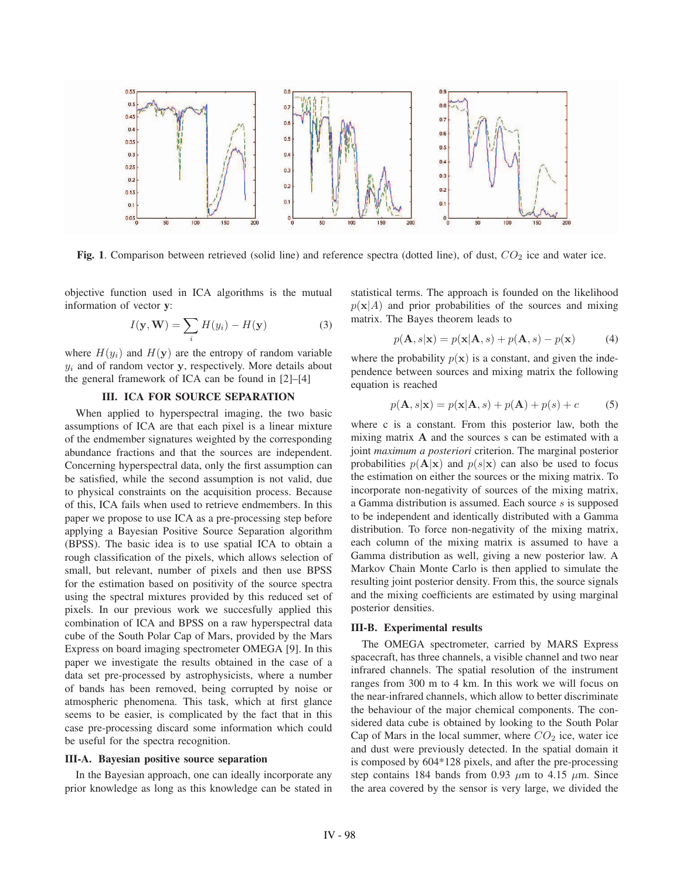**Fig. 1**. Comparison between retrieved (solid line) and reference spectra (dotted line), of dust, $CO_2$ ice and water ice.

objective function used in ICA algorithms is the mutual information of vector $\mathbf{y}$:

$$I(\mathbf{y}, \mathbf{W}) = \sum_i H(y_i) - H(\mathbf{y}) \tag{3}$$

where $H(y_i)$ and $H(\mathbf{y})$ are the entropy of random variable $y_i$ and of random vector $\mathbf{y}$, respectively. More details about the general framework of ICA can be found in [2]–[4]

## III. ICA FOR SOURCE SEPARATION

When applied to hyperspectral imaging, the two basic assumptions of ICA are that each pixel is a linear mixture of the endmember signatures weighted by the corresponding abundance fractions and that the sources are independent. Concerning hyperspectral data, only the first assumption can be satisfied, while the second assumption is not valid, due to physical constraints on the acquisition process. Because of this, ICA fails when used to retrieve endmembers. In this paper we propose to use ICA as a pre-processing step before applying a Bayesian Positive Source Separation algorithm (BPSS). The basic idea is to use spatial ICA to obtain a rough classification of the pixels, which allows selection of small, but relevant, number of pixels and then use BPSS for the estimation based on positivity of the source spectra using the spectral mixtures provided by this reduced set of pixels. In our previous work we succesfully applied this combination of ICA and BPSS on a raw hyperspectral data cube of the South Polar Cap of Mars, provided by the Mars Express on board imaging spectrometer OMEGA [9]. In this paper we investigate the results obtained in the case of a data set pre-processed by astrophysicists, where a number of bands has been removed, being corrupted by noise or atmospheric phenomena. This task, which at first glance seems to be easier, is complicated by the fact that in this case pre-processing discard some information which could be useful for the spectra recognition.

### III-A. Bayesian positive source separation

In the Bayesian approach, one can ideally incorporate any prior knowledge as long as this knowledge can be stated in statistical terms. The approach is founded on the likelihood $p(\mathbf{x}|A)$ and prior probabilities of the sources and mixing matrix. The Bayes theorem leads to

$$p(\mathbf{A}, s|\mathbf{x}) = p(\mathbf{x}|\mathbf{A}, s) + p(\mathbf{A}, s) - p(\mathbf{x}) \tag{4}$$

where the probability $p(\mathbf{x})$ is a constant, and given the independence between sources and mixing matrix the following equation is reached

$$p(\mathbf{A}, s|\mathbf{x}) = p(\mathbf{x}|\mathbf{A}, s) + p(\mathbf{A}) + p(s) + c \tag{5}$$

where c is a constant. From this posterior law, both the mixing matrix $\mathbf{A}$ and the sources s can be estimated with a joint *maximum a posteriori* criterion. The marginal posterior probabilities $p(\mathbf{A}|\mathbf{x})$ and $p(s|\mathbf{x})$ can also be used to focus the estimation on either the sources or the mixing matrix. To incorporate non-negativity of sources of the mixing matrix, a Gamma distribution is assumed. Each source $s$ is supposed to be independent and identically distributed with a Gamma distribution. To force non-negativity of the mixing matrix, each column of the mixing matrix is assumed to have a Gamma distribution as well, giving a new posterior law. A Markov Chain Monte Carlo is then applied to simulate the resulting joint posterior density. From this, the source signals and the mixing coefficients are estimated by using marginal posterior densities.

### III-B. Experimental results

The OMEGA spectrometer, carried by MARS Express spacecraft, has three channels, a visible channel and two near infrared channels. The spatial resolution of the instrument ranges from 300 m to 4 km. In this work we will focus on the near-infrared channels, which allow to better discriminate the behaviour of the major chemical components. The considered data cube is obtained by looking to the South Polar Cap of Mars in the local summer, where $CO_2$ ice, water ice and dust were previously detected. In the spatial domain it is composed by 604*128 pixels, and after the pre-processing step contains 184 bands from 0.93 $\mu$m to 4.15 $\mu$m. Since the area covered by the sensor is very large, we divided the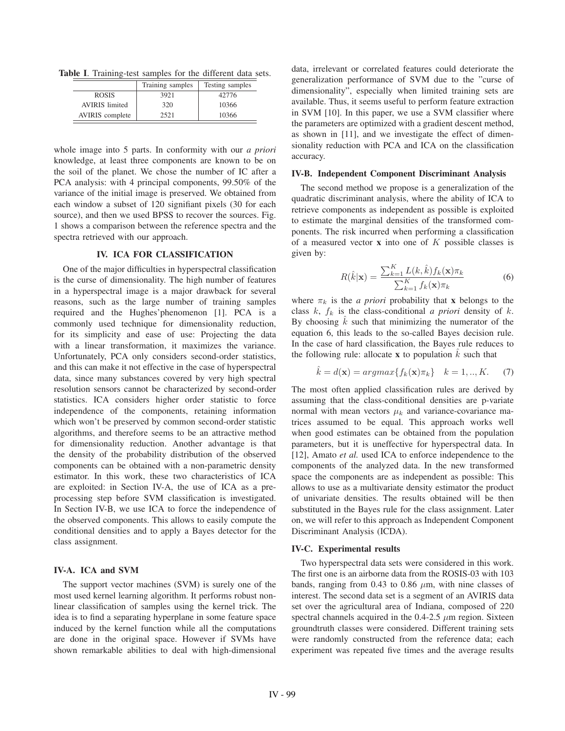**Table I**. Training-test samples for the different data sets.

| | Training samples | Testing samples |
|---|---|---|
| ROSIS | 3921 | 42776 |
| AVIRIS limited | 320 | 10366 |
| AVIRIS complete | 2521 | 10366 |

whole image into 5 parts. In conformity with our *a priori* knowledge, at least three components are known to be on the soil of the planet. We chose the number of IC after a PCA analysis: with 4 principal components, 99.50% of the variance of the initial image is preserved. We obtained from each window a subset of 120 signifiant pixels (30 for each source), and then we used BPSS to recover the sources. Fig. 1 shows a comparison between the reference spectra and the spectra retrieved with our approach.

## IV. ICA FOR CLASSIFICATION

One of the major difficulties in hyperspectral classification is the curse of dimensionality. The high number of features in a hyperspectral image is a major drawback for several reasons, such as the large number of training samples required and the Hughes'phenomenon [1]. PCA is a commonly used technique for dimensionality reduction, for its simplicity and ease of use: Projecting the data with a linear transformation, it maximizes the variance. Unfortunately, PCA only considers second-order statistics, and this can make it not effective in the case of hyperspectral data, since many substances covered by very high spectral resolution sensors cannot be characterized by second-order statistics. ICA considers higher order statistic to force independence of the components, retaining information which won't be preserved by common second-order statistic algorithms, and therefore seems to be an attractive method for dimensionality reduction. Another advantage is that the density of the probability distribution of the observed components can be obtained with a non-parametric density estimator. In this work, these two characteristics of ICA are exploited: in Section IV-A, the use of ICA as a pre-processing step before SVM classification is investigated. In Section IV-B, we use ICA to force the independence of the observed components. This allows to easily compute the conditional densities and to apply a Bayes detector for the class assignment.

### IV-A. ICA and SVM

The support vector machines (SVM) is surely one of the most used kernel learning algorithm. It performs robust non-linear classification of samples using the kernel trick. The idea is to find a separating hyperplane in some feature space induced by the kernel function while all the computations are done in the original space. However if SVMs have shown remarkable abilities to deal with high-dimensional data, irrelevant or correlated features could deteriorate the generalization performance of SVM due to the "curse of dimensionality", especially when limited training sets are available. Thus, it seems useful to perform feature extraction in SVM [10]. In this paper, we use a SVM classifier where the parameters are optimized with a gradient descent method, as shown in [11], and we investigate the effect of dimensionality reduction with PCA and ICA on the classification accuracy.

### IV-B. Independent Component Discriminant Analysis

The second method we propose is a generalization of the quadratic discriminant analysis, where the ability of ICA to retrieve components as independent as possible is exploited to estimate the marginal densities of the transformed components. The risk incurred when performing a classification of a measured vector **x** into one of $K$ possible classes is given by:

$$R(\hat{k}|\mathbf{x}) = \frac{\sum_{k=1}^{K} L(k,\hat{k}) f_k(\mathbf{x})\pi_k}{\sum_{k=1}^{K} f_k(\mathbf{x})\pi_k} \tag{6}$$

where $\pi_k$ is the *a priori* probability that **x** belongs to the class $k$, $f_k$ is the class-conditional *a priori* density of $k$. By choosing $\hat{k}$ such that minimizing the numerator of the equation 6, this leads to the so-called Bayes decision rule. In the case of hard classification, the Bayes rule reduces to the following rule: allocate **x** to population $\hat{k}$ such that

$$\hat{k} = d(\mathbf{x}) = argmax\{f_k(\mathbf{x})\pi_k\} \quad k = 1, .., K. \tag{7}$$

The most often applied classification rules are derived by assuming that the class-conditional densities are p-variate normal with mean vectors $\mu_k$ and variance-covariance matrices assumed to be equal. This approach works well when good estimates can be obtained from the population parameters, but it is uneffective for hyperspectral data. In [12], Amato *et al.* used ICA to enforce independence to the components of the analyzed data. In the new transformed space the components are as independent as possible: This allows to use as a multivariate density estimator the product of univariate densities. The results obtained will be then substituted in the Bayes rule for the class assignment. Later on, we will refer to this approach as Independent Component Discriminant Analysis (ICDA).

### IV-C. Experimental results

Two hyperspectral data sets were considered in this work. The first one is an airborne data from the ROSIS-03 with 103 bands, ranging from 0.43 to 0.86 $\mu$m, with nine classes of interest. The second data set is a segment of an AVIRIS data set over the agricultural area of Indiana, composed of 220 spectral channels acquired in the 0.4-2.5 $\mu$m region. Sixteen groundtruth classes were considered. Different training sets were randomly constructed from the reference data; each experiment was repeated five times and the average results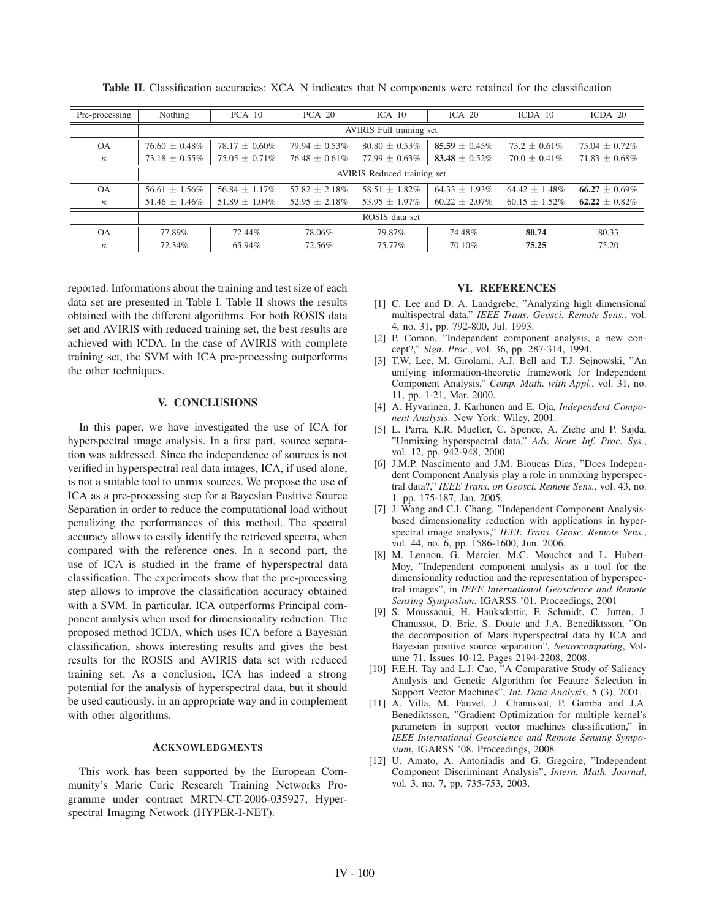**Table II**. Classification accuracies: XCA_N indicates that N components were retained for the classification

| Pre-processing | Nothing | PCA_10 | PCA_20 | ICA_10 | ICA_20 | ICDA_10 | ICDA_20 |
|---|---|---|---|---|---|---|---|
| | AVIRIS Full training set | | | | | | |
| OA | 76.60 ± 0.48% | 78.17 ± 0.60% | 79.94 ± 0.53% | 80.80 ± 0.53% | **85.59** ± 0.45% | 73.2 ± 0.61% | 75.04 ± 0.72% |
| $\kappa$ | 73.18 ± 0.55% | 75.05 ± 0.71% | 76.48 ± 0.61% | 77.99 ± 0.63% | **83.48** ± 0.52% | 70.0 ± 0.41% | 71.83 ± 0.68% |
| | AVIRIS Reduced training set | | | | | | |
| OA | 56.61 ± 1.56% | 56.84 ± 1.17% | 57.82 ± 2.18% | 58.51 ± 1.82% | 64.33 ± 1.93% | 64.42 ± 1.48% | **66.27** ± 0.69% |
| $\kappa$ | 51.46 ± 1.46% | 51.89 ± 1.04% | 52.95 ± 2.18% | 53.95 ± 1.97% | 60.22 ± 2.07% | 60.15 ± 1.52% | **62.22** ± 0.82% |
| | ROSIS data set | | | | | | |
| OA | 77.89% | 72.44% | 78.06% | 79.87% | 74.48% | **80.74** | 80.33 |
| $\kappa$ | 72.34% | 65.94% | 72.56% | 75.77% | 70.10% | **75.25** | 75.20 |

reported. Informations about the training and test size of each data set are presented in Table I. Table II shows the results obtained with the different algorithms. For both ROSIS data set and AVIRIS with reduced training set, the best results are achieved with ICDA. In the case of AVIRIS with complete training set, the SVM with ICA pre-processing outperforms the other techniques.

## V. CONCLUSIONS

In this paper, we have investigated the use of ICA for hyperspectral image analysis. In a first part, source separation was addressed. Since the independence of sources is not verified in hyperspectral real data images, ICA, if used alone, is not a suitable tool to unmix sources. We propose the use of ICA as a pre-processing step for a Bayesian Positive Source Separation in order to reduce the computational load without penalizing the performances of this method. The spectral accuracy allows to easily identify the retrieved spectra, when compared with the reference ones. In a second part, the use of ICA is studied in the frame of hyperspectral data classification. The experiments show that the pre-processing step allows to improve the classification accuracy obtained with a SVM. In particular, ICA outperforms Principal component analysis when used for dimensionality reduction. The proposed method ICDA, which uses ICA before a Bayesian classification, shows interesting results and gives the best results for the ROSIS and AVIRIS data set with reduced training set. As a conclusion, ICA has indeed a strong potential for the analysis of hyperspectral data, but it should be used cautiously, in an appropriate way and in complement with other algorithms.

### ACKNOWLEDGMENTS

This work has been supported by the European Community's Marie Curie Research Training Networks Programme under contract MRTN-CT-2006-035927, Hyperspectral Imaging Network (HYPER-I-NET).

## VI. REFERENCES

[1] C. Lee and D. A. Landgrebe, "Analyzing high dimensional multispectral data," *IEEE Trans. Geosci. Remote Sens.*, vol. 4, no. 31, pp. 792-800, Jul. 1993.

[2] P. Comon, "Independent component analysis, a new concept?," *Sign. Proc.*, vol. 36, pp. 287-314, 1994.

[3] T.W. Lee, M. Girolami, A.J. Bell and T.J. Sejnowski, "An unifying information-theoretic framework for Independent Component Analysis," *Comp. Math. with Appl.*, vol. 31, no. 11, pp. 1-21, Mar. 2000.

[4] A. Hyvarinen, J. Karhunen and E. Oja, *Independent Component Analysis*. New York: Wiley, 2001.

[5] L. Parra, K.R. Mueller, C. Spence, A. Ziehe and P. Sajda, "Unmixing hyperspectral data," *Adv. Neur. Inf. Proc. Sys.*, vol. 12, pp. 942-948, 2000.

[6] J.M.P. Nascimento and J.M. Bioucas Dias, "Does Independent Component Analysis play a role in unmixing hyperspectral data?," *IEEE Trans. on Geosci. Remote Sens.*, vol. 43, no. 1. pp. 175-187, Jan. 2005.

[7] J. Wang and C.I. Chang, "Independent Component Analysis-based dimensionality reduction with applications in hyperspectral image analysis," *IEEE Trans. Geosc. Remote Sens.*, vol. 44, no. 6, pp. 1586-1600, Jun. 2006.

[8] M. Lennon, G. Mercier, M.C. Mouchot and L. Hubert-Moy, "Independent component analysis as a tool for the dimensionality reduction and the representation of hyperspectral images", in *IEEE International Geoscience and Remote Sensing Symposium*, IGARSS '01. Proceedings, 2001

[9] S. Moussaoui, H. Hauksdottir, F. Schmidt, C. Jutten, J. Chanussot, D. Brie, S. Doute and J.A. Benediktsson, "On the decomposition of Mars hyperspectral data by ICA and Bayesian positive source separation", *Neurocomputing*, Volume 71, Issues 10-12, Pages 2194-2208, 2008.

[10] F.E.H. Tay and L.J. Cao, "A Comparative Study of Saliency Analysis and Genetic Algorithm for Feature Selection in Support Vector Machines", *Int. Data Analysis*, 5 (3), 2001.

[11] A. Villa, M. Fauvel, J. Chanussot, P. Gamba and J.A. Benediktsson, "Gradient Optimization for multiple kernel's parameters in support vector machines classification," in *IEEE International Geoscience and Remote Sensing Symposium*, IGARSS '08. Proceedings, 2008

[12] U. Amato, A. Antoniadis and G. Gregoire, "Independent Component Discriminant Analysis", *Intern. Math. Journal*, vol. 3, no. 7, pp. 735-753, 2003.